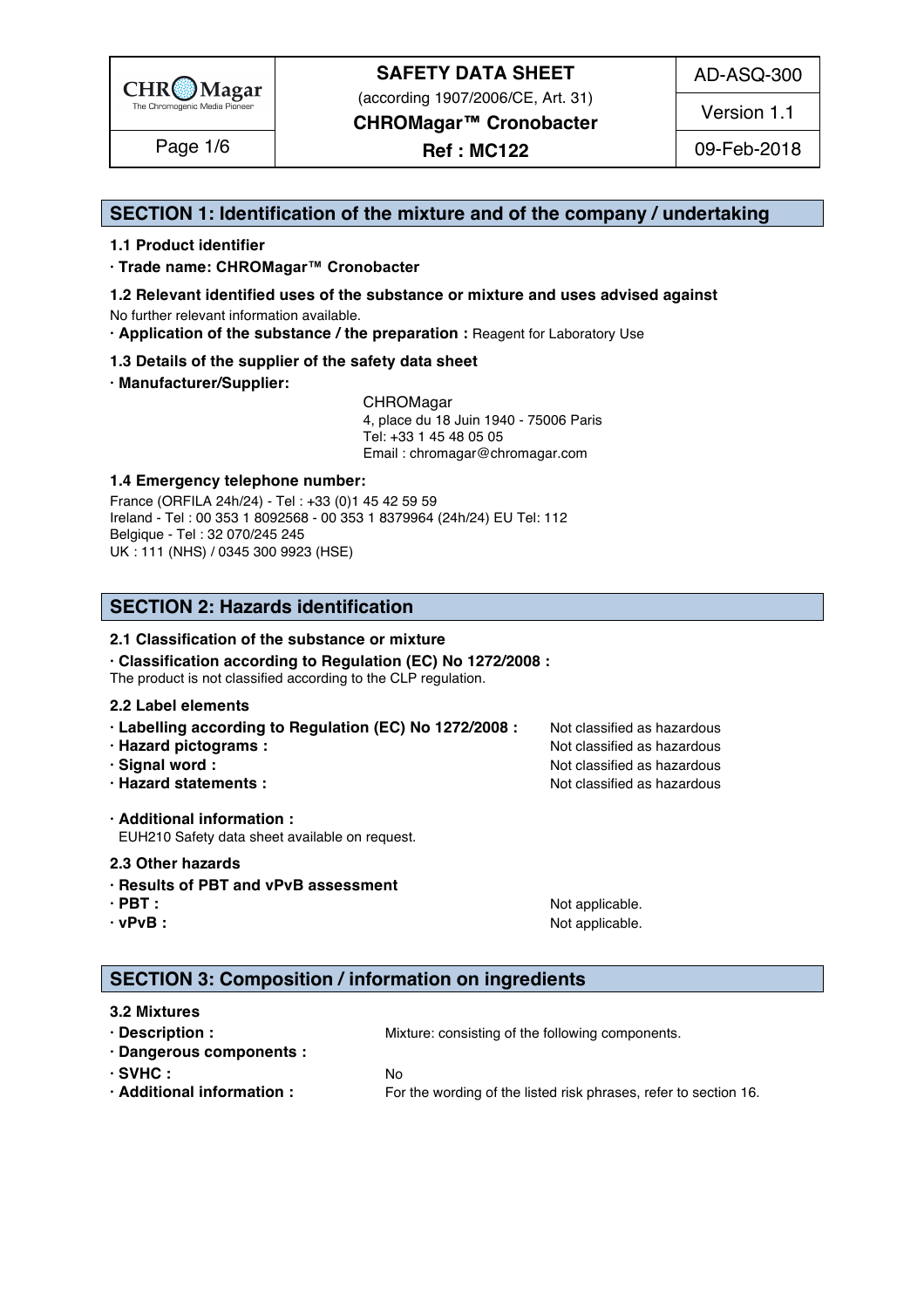## SECTION 1: Identification of the mixture and of the company / undertaking

### 1.1 Product identifier

**· Trade name: CHROMagar™ Cronobacter**

### 1.2 Relevant identified uses of the substance or mixture and uses advised against

No further relevant information available.

**· Application of the substance / the preparation :** Reagent for Laboratory Use

### 1.3 Details of the supplier of the safety data sheet

**· Manufacturer/Supplier:**

CHROMagar
4, place du 18 Juin 1940 - 75006 Paris
Tel: +33 1 45 48 05 05
Email : chromagar@chromagar.com

### 1.4 Emergency telephone number:

France (ORFILA 24h/24) - Tel : +33 (0)1 45 42 59 59
Ireland - Tel : 00 353 1 8092568 - 00 353 1 8379964 (24h/24) EU Tel: 112
Belgique - Tel : 32 070/245 245
UK : 111 (NHS) / 0345 300 9923 (HSE)

## SECTION 2: Hazards identification

### 2.1 Classification of the substance or mixture

**· Classification according to Regulation (EC) No 1272/2008 :**

The product is not classified according to the CLP regulation.

### 2.2 Label elements

- **Labelling according to Regulation (EC) No 1272/2008 :** Not classified as hazardous
- **Hazard pictograms :** Not classified as hazardous
- **Signal word :** Not classified as hazardous
- **Hazard statements :** Not classified as hazardous

**· Additional information :**

EUH210 Safety data sheet available on request.

### 2.3 Other hazards

**· Results of PBT and vPvB assessment**

- **PBT :** Not applicable.
- **vPvB :** Not applicable.

## SECTION 3: Composition / information on ingredients

### 3.2 Mixtures

- **Description :** Mixture: consisting of the following components.
- **Dangerous components :**
- **SVHC :** No
- **Additional information :** For the wording of the listed risk phrases, refer to section 16.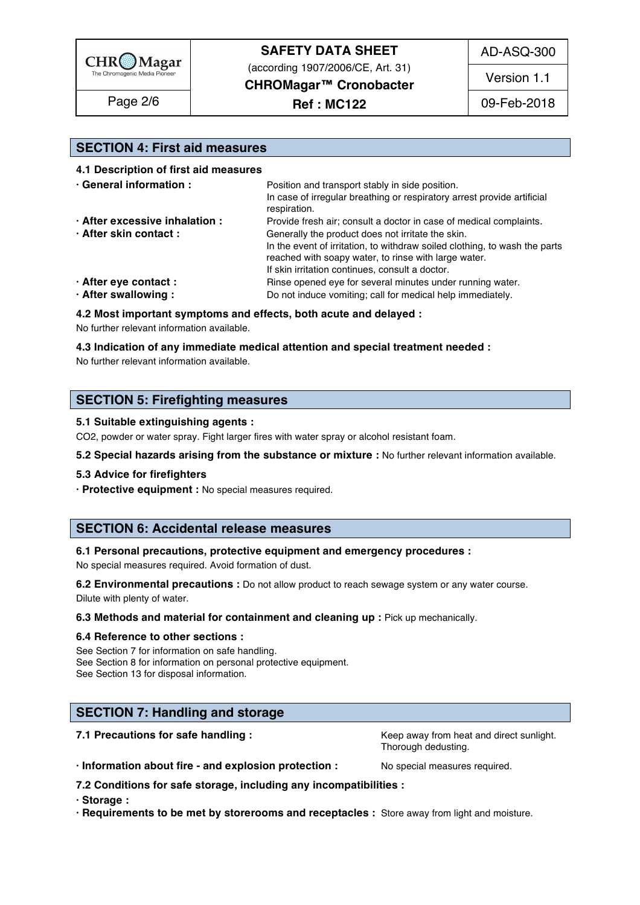## SECTION 4: First aid measures

### 4.1 Description of first aid measures

- **General information :** Position and transport stably in side position. In case of irregular breathing or respiratory arrest provide artificial respiration.
- **After excessive inhalation :** Provide fresh air; consult a doctor in case of medical complaints.
- **After skin contact :** Generally the product does not irritate the skin. In the event of irritation, to withdraw soiled clothing, to wash the parts reached with soapy water, to rinse with large water. If skin irritation continues, consult a doctor.
- **After eye contact :** Rinse opened eye for several minutes under running water.
- **After swallowing :** Do not induce vomiting; call for medical help immediately.

### 4.2 Most important symptoms and effects, both acute and delayed :

No further relevant information available.

### 4.3 Indication of any immediate medical attention and special treatment needed :

No further relevant information available.

## SECTION 5: Firefighting measures

### 5.1 Suitable extinguishing agents :

$CO_2$, powder or water spray. Fight larger fires with water spray or alcohol resistant foam.

**5.2 Special hazards arising from the substance or mixture :** No further relevant information available.

### 5.3 Advice for firefighters

- **Protective equipment :** No special measures required.

## SECTION 6: Accidental release measures

### 6.1 Personal precautions, protective equipment and emergency procedures :

No special measures required. Avoid formation of dust.

**6.2 Environmental precautions :** Do not allow product to reach sewage system or any water course. Dilute with plenty of water.

**6.3 Methods and material for containment and cleaning up :** Pick up mechanically.

### 6.4 Reference to other sections :

See Section 7 for information on safe handling.
See Section 8 for information on personal protective equipment.
See Section 13 for disposal information.

## SECTION 7: Handling and storage

**7.1 Precautions for safe handling :** Keep away from heat and direct sunlight. Thorough dedusting.

- **Information about fire - and explosion protection :** No special measures required.

### 7.2 Conditions for safe storage, including any incompatibilities :

- **Storage :**
- **Requirements to be met by storerooms and receptacles :** Store away from light and moisture.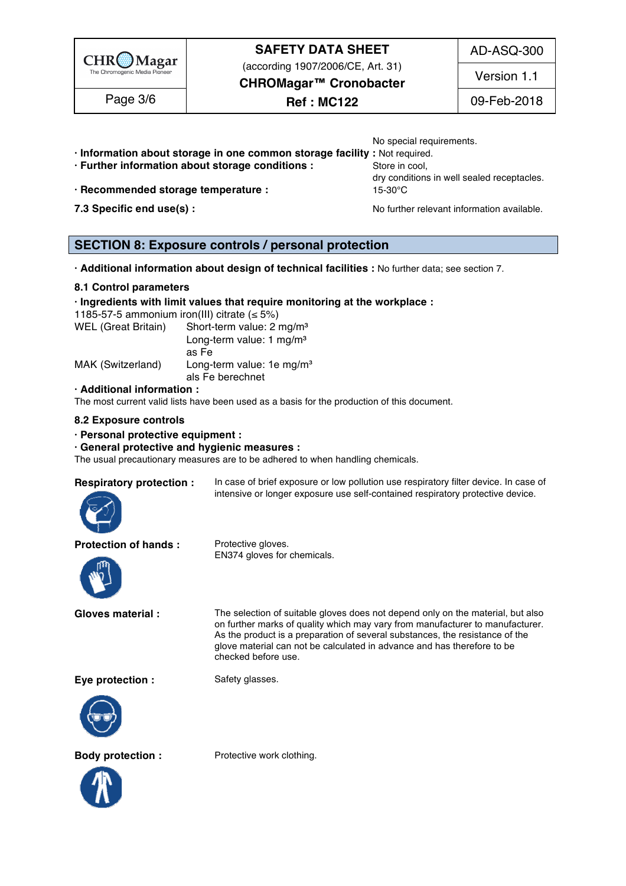No special requirements.

· **Information about storage in one common storage facility :** Not required.

· **Further information about storage conditions :** Store in cool, dry conditions in well sealed receptacles.

· **Recommended storage temperature :** 15-30°C

**7.3 Specific end use(s) :** No further relevant information available.

## SECTION 8: Exposure controls / personal protection

· **Additional information about design of technical facilities :** No further data; see section 7.

### 8.1 Control parameters

· **Ingredients with limit values that require monitoring at the workplace :**

1185-57-5 ammonium iron(III) citrate (≤ 5%)

| | |
|---|---|
| WEL (Great Britain) | Short-term value: 2 mg/m³<br>Long-term value: 1 mg/m³<br>as Fe |
| MAK (Switzerland) | Long-term value: 1e mg/m³<br>als Fe berechnet |

· **Additional information :**

The most current valid lists have been used as a basis for the production of this document.

### 8.2 Exposure controls

· **Personal protective equipment :**

· **General protective and hygienic measures :**

The usual precautionary measures are to be adhered to when handling chemicals.

**Respiratory protection :** In case of brief exposure or low pollution use respiratory filter device. In case of intensive or longer exposure use self-contained respiratory protective device.

**Protection of hands :** Protective gloves. EN374 gloves for chemicals.

**Gloves material :** The selection of suitable gloves does not depend only on the material, but also on further marks of quality which may vary from manufacturer to manufacturer. As the product is a preparation of several substances, the resistance of the glove material can not be calculated in advance and has therefore to be checked before use.

**Eye protection :** Safety glasses.

**Body protection :** Protective work clothing.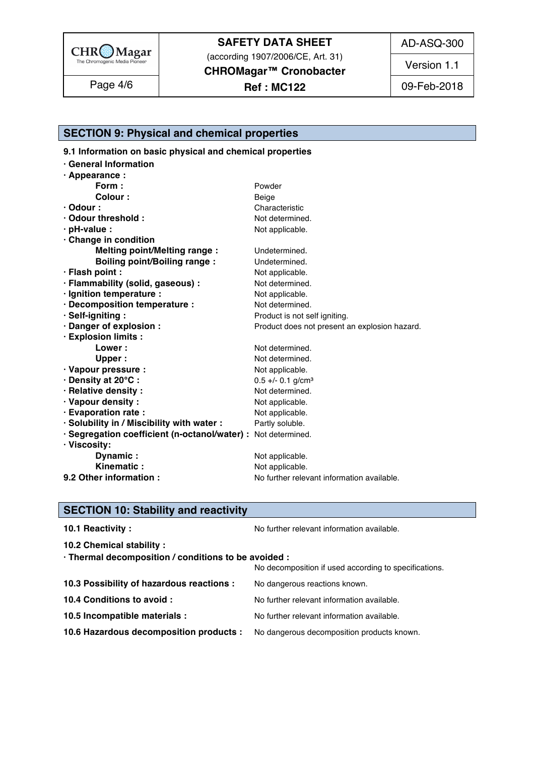## SECTION 9: Physical and chemical properties

**9.1 Information on basic physical and chemical properties**

| | |
|---|---|
| **· General Information** | |
| **· Appearance :** | |
| **Form :** | Powder |
| **Colour :** | Beige |
| **· Odour :** | Characteristic |
| **· Odour threshold :** | Not determined. |
| **· pH-value :** | Not applicable. |
| **· Change in condition** | |
| **Melting point/Melting range :** | Undetermined. |
| **Boiling point/Boiling range :** | Undetermined. |
| **· Flash point :** | Not applicable. |
| **· Flammability (solid, gaseous) :** | Not determined. |
| **· Ignition temperature :** | Not applicable. |
| **· Decomposition temperature :** | Not determined. |
| **· Self-igniting :** | Product is not self igniting. |
| **· Danger of explosion :** | Product does not present an explosion hazard. |
| **· Explosion limits :** | |
| **Lower :** | Not determined. |
| **Upper :** | Not determined. |
| **· Vapour pressure :** | Not applicable. |
| **· Density at 20°C :** | 0.5 +/- 0.1 g/cm³ |
| **· Relative density :** | Not determined. |
| **· Vapour density :** | Not applicable. |
| **· Evaporation rate :** | Not applicable. |
| **· Solubility in / Miscibility with water :** | Partly soluble. |
| **· Segregation coefficient (n-octanol/water) :** | Not determined. |
| **· Viscosity:** | |
| **Dynamic :** | Not applicable. |
| **Kinematic :** | Not applicable. |
| **9.2 Other information :** | No further relevant information available. |

## SECTION 10: Stability and reactivity

**10.1 Reactivity :** No further relevant information available.

**10.2 Chemical stability :**

**· Thermal decomposition / conditions to be avoided :**
No decomposition if used according to specifications.

**10.3 Possibility of hazardous reactions :** No dangerous reactions known.

**10.4 Conditions to avoid :** No further relevant information available.

**10.5 Incompatible materials :** No further relevant information available.

**10.6 Hazardous decomposition products :** No dangerous decomposition products known.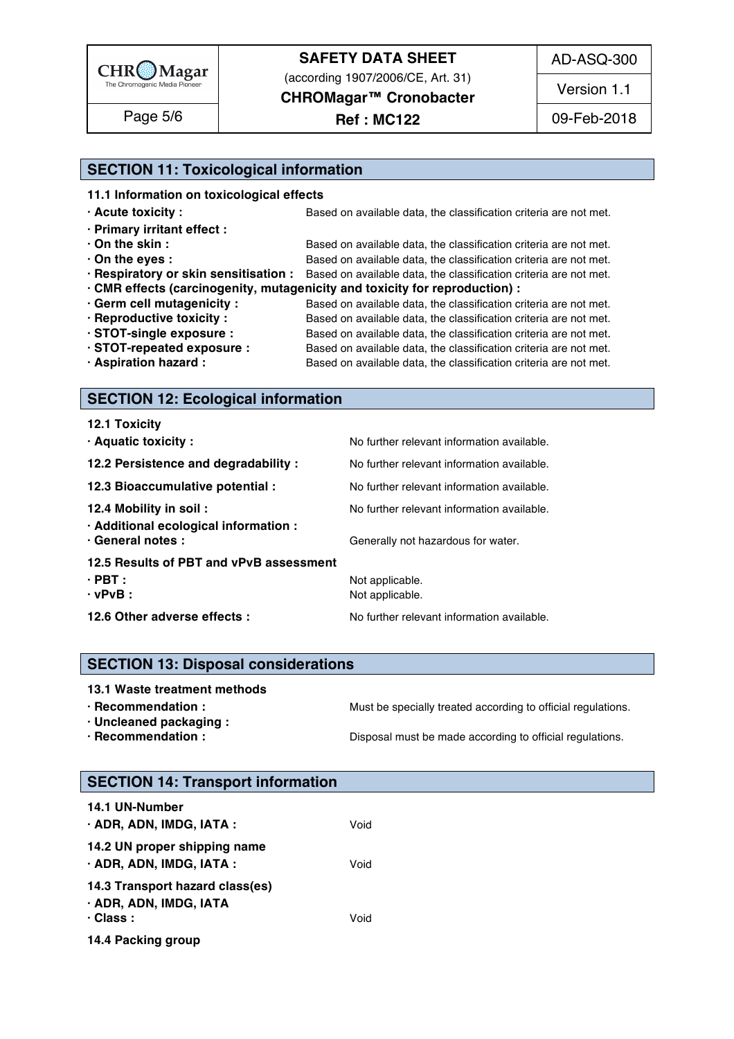## SECTION 11: Toxicological information

### 11.1 Information on toxicological effects

- **· Acute toxicity :** Based on available data, the classification criteria are not met.
- **· Primary irritant effect :**
- **· On the skin :** Based on available data, the classification criteria are not met.
- **· On the eyes :** Based on available data, the classification criteria are not met.
- **· Respiratory or skin sensitisation :** Based on available data, the classification criteria are not met.
- **· CMR effects (carcinogenity, mutagenicity and toxicity for reproduction) :**
- **· Germ cell mutagenicity :** Based on available data, the classification criteria are not met.
- **· Reproductive toxicity :** Based on available data, the classification criteria are not met.
- **· STOT-single exposure :** Based on available data, the classification criteria are not met.
- **· STOT-repeated exposure :** Based on available data, the classification criteria are not met.
- **· Aspiration hazard :** Based on available data, the classification criteria are not met.

## SECTION 12: Ecological information

### 12.1 Toxicity

- **· Aquatic toxicity :** No further relevant information available.

**12.2 Persistence and degradability :** No further relevant information available.

**12.3 Bioaccumulative potential :** No further relevant information available.

**12.4 Mobility in soil :** No further relevant information available.

- **· Additional ecological information :**
- **· General notes :** Generally not hazardous for water.

### 12.5 Results of PBT and vPvB assessment

- **· PBT :** Not applicable.
- **· vPvB :** Not applicable.

**12.6 Other adverse effects :** No further relevant information available.

## SECTION 13: Disposal considerations

### 13.1 Waste treatment methods

- **· Recommendation :** Must be specially treated according to official regulations.
- **· Uncleaned packaging :**
- **· Recommendation :** Disposal must be made according to official regulations.

## SECTION 14: Transport information

### 14.1 UN-Number

- **· ADR, ADN, IMDG, IATA :** Void

### 14.2 UN proper shipping name

- **· ADR, ADN, IMDG, IATA :** Void

### 14.3 Transport hazard class(es)

- **· ADR, ADN, IMDG, IATA**
- **· Class :** Void

### 14.4 Packing group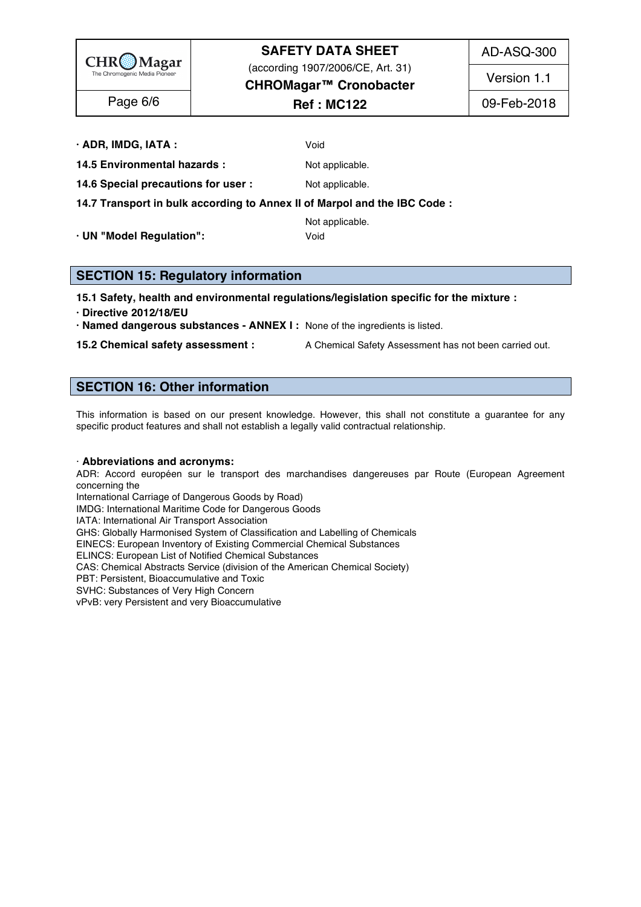**· ADR, IMDG, IATA :** Void

**14.5 Environmental hazards :** Not applicable.

**14.6 Special precautions for user :** Not applicable.

**14.7 Transport in bulk according to Annex II of Marpol and the IBC Code :**

Not applicable.

**· UN "Model Regulation":** Void

## SECTION 15: Regulatory information

**15.1 Safety, health and environmental regulations/legislation specific for the mixture :**

**· Directive 2012/18/EU**

**· Named dangerous substances - ANNEX I :** None of the ingredients is listed.

**15.2 Chemical safety assessment :** A Chemical Safety Assessment has not been carried out.

## SECTION 16: Other information

This information is based on our present knowledge. However, this shall not constitute a guarantee for any specific product features and shall not establish a legally valid contractual relationship.

· **Abbreviations and acronyms:**

ADR: Accord européen sur le transport des marchandises dangereuses par Route (European Agreement concerning the
International Carriage of Dangerous Goods by Road)
IMDG: International Maritime Code for Dangerous Goods
IATA: International Air Transport Association
GHS: Globally Harmonised System of Classification and Labelling of Chemicals
EINECS: European Inventory of Existing Commercial Chemical Substances
ELINCS: European List of Notified Chemical Substances
CAS: Chemical Abstracts Service (division of the American Chemical Society)
PBT: Persistent, Bioaccumulative and Toxic
SVHC: Substances of Very High Concern
vPvB: very Persistent and very Bioaccumulative